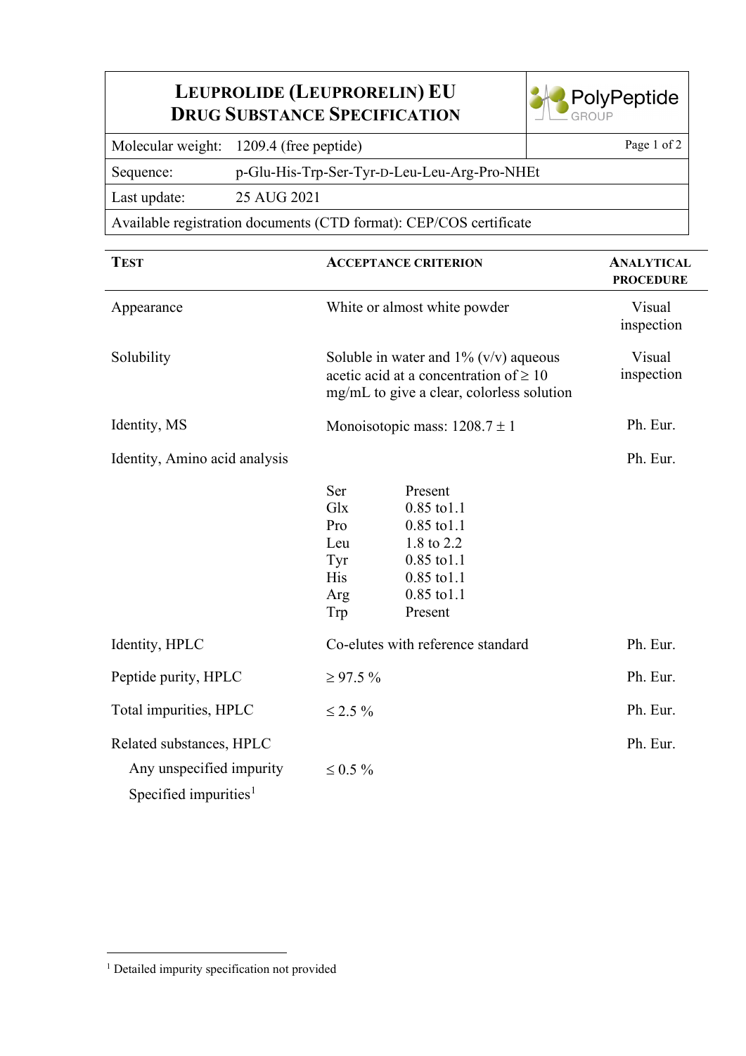# LEUPROLIDE (LEUPRORELIN) EU DRUG SUBSTANCE SPECIFICATION

PolyPeptide GROUP

| | |
|---|---|
| Molecular weight: | 1209.4 (free peptide) |
| Sequence: | p-Glu-His-Trp-Ser-Tyr-D-Leu-Leu-Arg-Pro-NHEt |
| Last update: | 25 AUG 2021 |
| Available registration documents (CTD format): CEP/COS certificate | |

| TEST | ACCEPTANCE CRITERION | | ANALYTICAL PROCEDURE |
|---|---|---|---|
| Appearance | White or almost white powder | | Visual inspection |
| Solubility | Soluble in water and 1% (v/v) aqueous acetic acid at a concentration of ≥ 10 mg/mL to give a clear, colorless solution | | Visual inspection |
| Identity, MS | Monoisotopic mass: 1208.7 ± 1 | | Ph. Eur. |
| Identity, Amino acid analysis | | | Ph. Eur. |
| | Ser | Present | |
| | Glx | 0.85 to1.1 | |
| | Pro | 0.85 to1.1 | |
| | Leu | 1.8 to 2.2 | |
| | Tyr | 0.85 to1.1 | |
| | His | 0.85 to1.1 | |
| | Arg | 0.85 to1.1 | |
| | Trp | Present | |
| Identity, HPLC | Co-elutes with reference standard | | Ph. Eur. |
| Peptide purity, HPLC | ≥ 97.5 % | | Ph. Eur. |
| Total impurities, HPLC | ≤ 2.5 % | | Ph. Eur. |
| Related substances, HPLC | | | Ph. Eur. |
| Any unspecified impurity | ≤ 0.5 % | | |
| Specified impurities[1] | | | |

[1] Detailed impurity specification not provided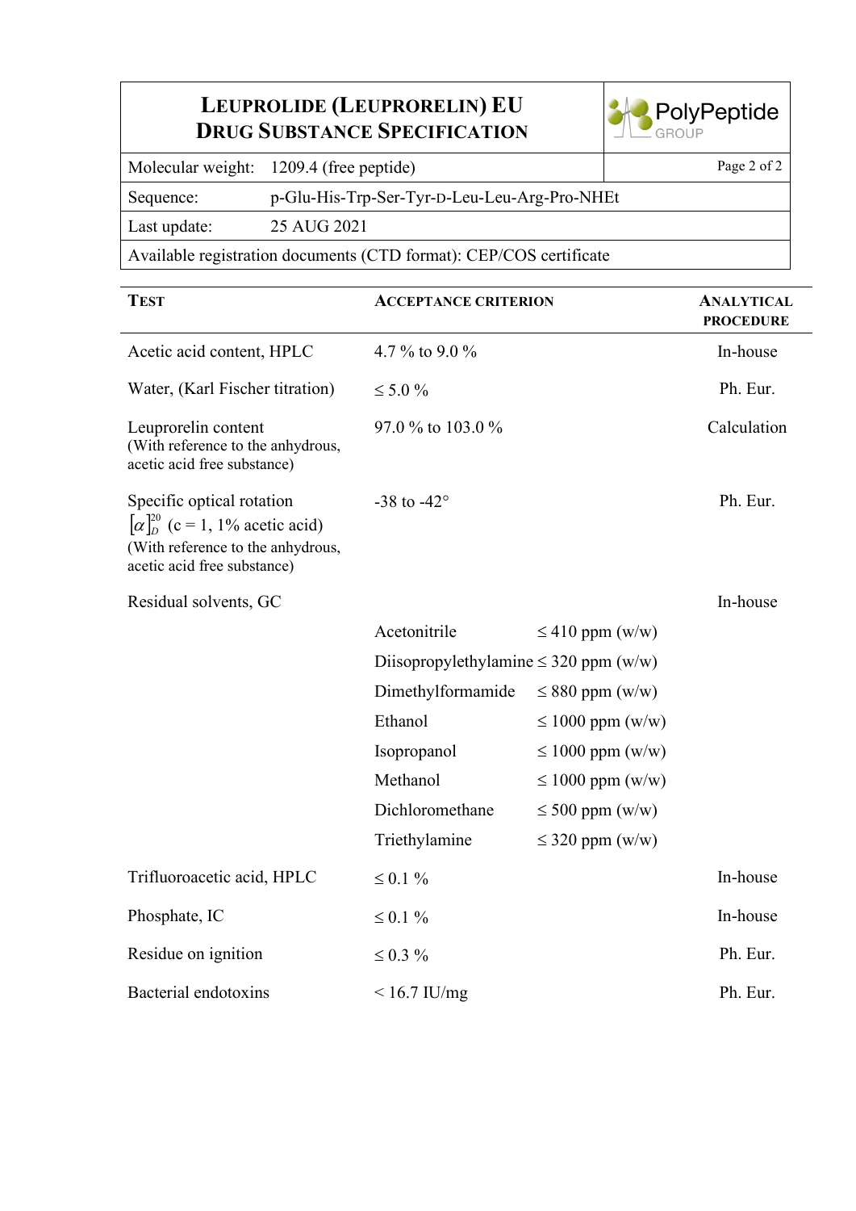# LEUPROLIDE (LEUPRORELIN) EU DRUG SUBSTANCE SPECIFICATION

PolyPeptide GROUP

| | |
|---|---|
| Molecular weight: 1209.4 (free peptide) | |
| Sequence: p-Glu-His-Trp-Ser-Tyr-D-Leu-Leu-Arg-Pro-NHEt | |
| Last update: 25 AUG 2021 | |
| Available registration documents (CTD format): CEP/COS certificate | |

| TEST | ACCEPTANCE CRITERION | | ANALYTICAL PROCEDURE |
|---|---|---|---|
| Acetic acid content, HPLC | 4.7 % to 9.0 % | | In-house |
| Water, (Karl Fischer titration) | ≤ 5.0 % | | Ph. Eur. |
| Leuprorelin content (With reference to the anhydrous, acetic acid free substance) | 97.0 % to 103.0 % | | Calculation |
| Specific optical rotation $[\alpha]_D^{20}$ (c = 1, 1% acetic acid) (With reference to the anhydrous, acetic acid free substance) | -38 to -42° | | Ph. Eur. |
| Residual solvents, GC | | | In-house |
| | Acetonitrile | ≤ 410 ppm (w/w) | |
| | Diisopropylethylamine | ≤ 320 ppm (w/w) | |
| | Dimethylformamide | ≤ 880 ppm (w/w) | |
| | Ethanol | ≤ 1000 ppm (w/w) | |
| | Isopropanol | ≤ 1000 ppm (w/w) | |
| | Methanol | ≤ 1000 ppm (w/w) | |
| | Dichloromethane | ≤ 500 ppm (w/w) | |
| | Triethylamine | ≤ 320 ppm (w/w) | |
| Trifluoroacetic acid, HPLC | ≤ 0.1 % | | In-house |
| Phosphate, IC | ≤ 0.1 % | | In-house |
| Residue on ignition | ≤ 0.3 % | | Ph. Eur. |
| Bacterial endotoxins | < 16.7 IU/mg | | Ph. Eur. |